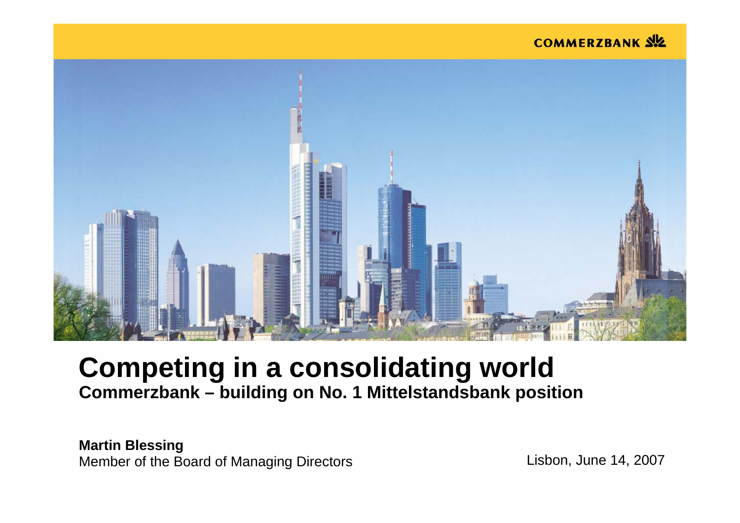COMMERZBANK

# Competing in a consolidating world

## Commerzbank – building on No. 1 Mittelstandsbank position

**Martin Blessing**
Member of the Board of Managing Directors

Lisbon, June 14, 2007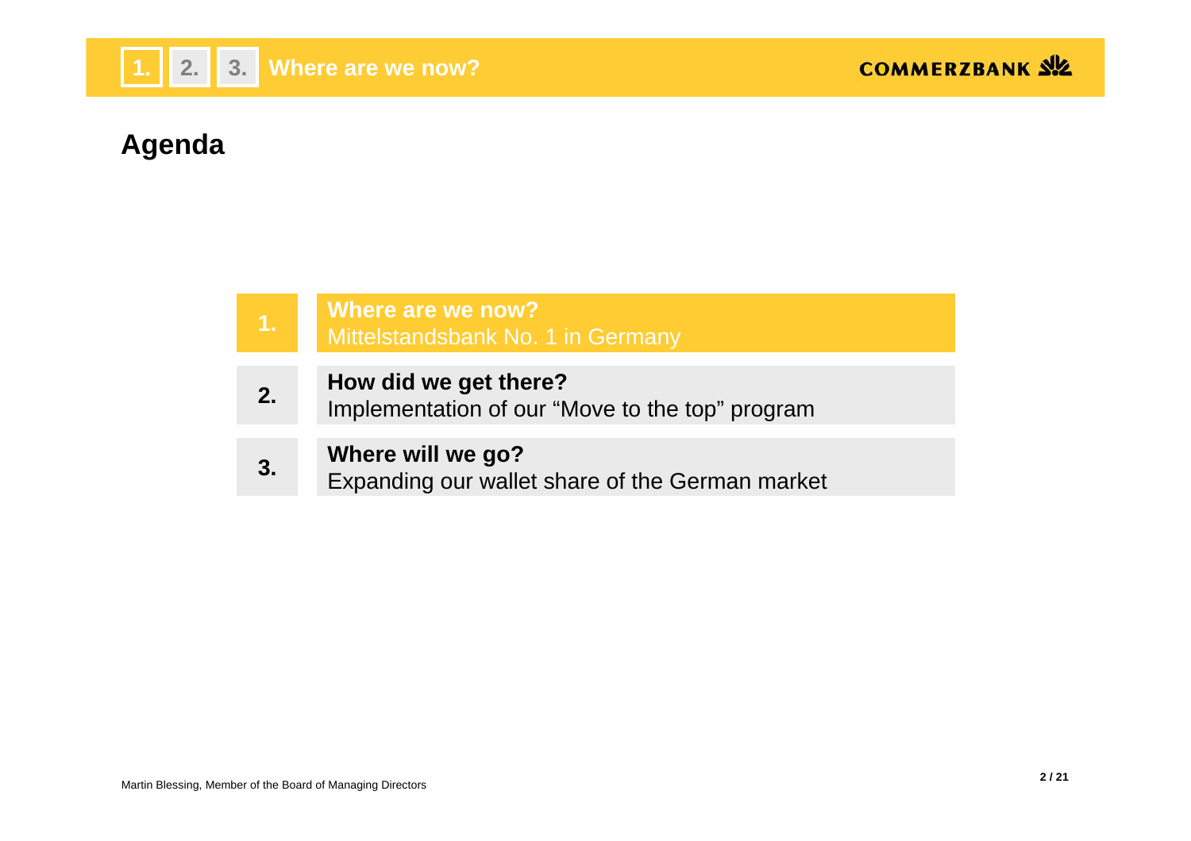# Agenda

| | |
|---|---|
| **1.** | **Where are we now?** Mittelstandsbank No. 1 in Germany |
| **2.** | **How did we get there?** Implementation of our “Move to the top” program |
| **3.** | **Where will we go?** Expanding our wallet share of the German market |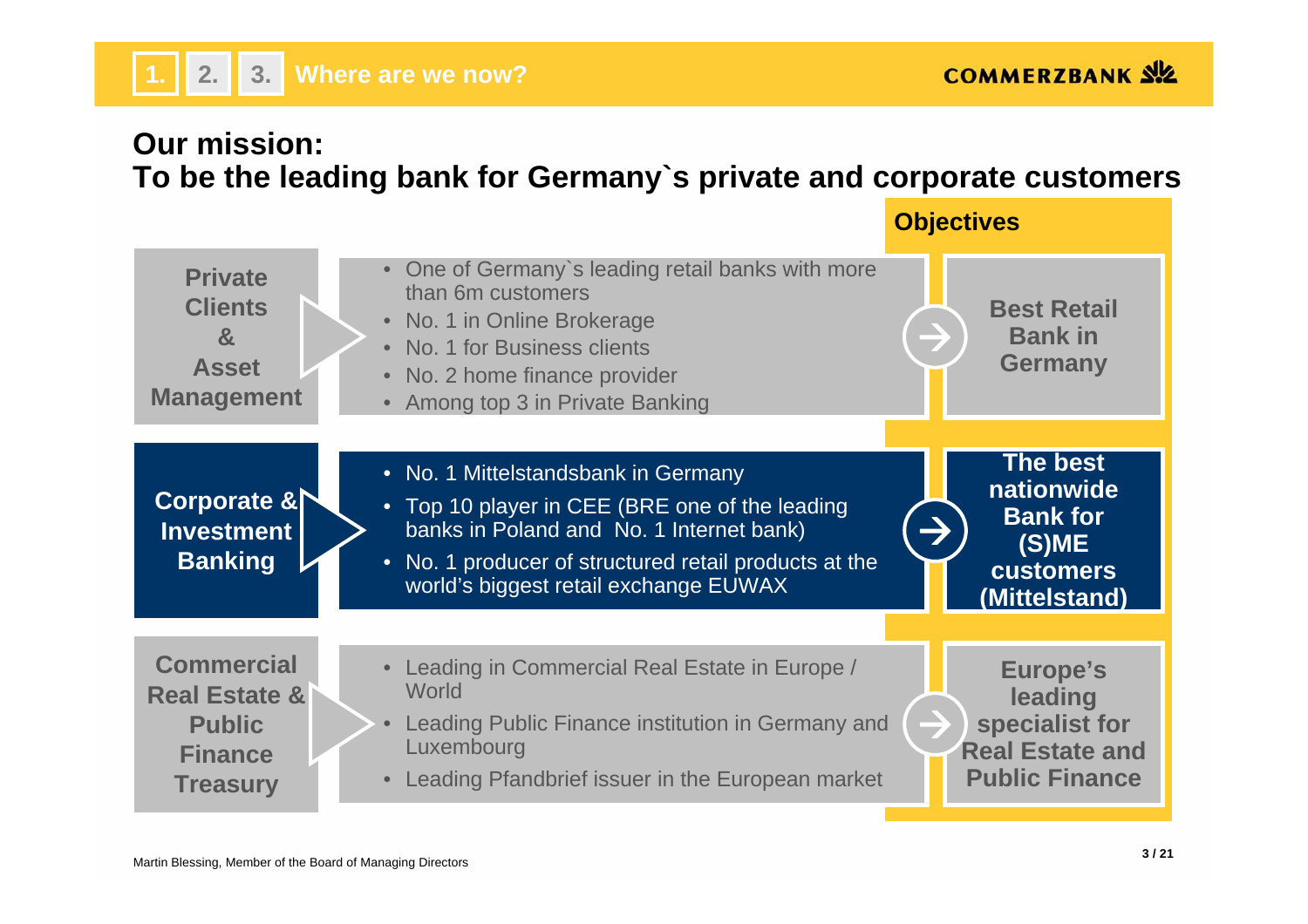## 1. 2. 3. Where are we now?

# Our mission: To be the leading bank for Germany`s private and corporate customers

| Segment | Current position | Objectives |
|---|---|---|
| **Private Clients & Asset Management** | • One of Germany`s leading retail banks with more than 6m customers<br>• No. 1 in Online Brokerage<br>• No. 1 for Business clients<br>• No. 2 home finance provider<br>• Among top 3 in Private Banking | **Best Retail Bank in Germany** |
| **Corporate & Investment Banking** | • No. 1 Mittelstandsbank in Germany<br>• Top 10 player in CEE (BRE one of the leading banks in Poland and No. 1 Internet bank)<br>• No. 1 producer of structured retail products at the world's biggest retail exchange EUWAX | **The best nationwide Bank for (S)ME customers (Mittelstand)** |
| **Commercial Real Estate & Public Finance Treasury** | • Leading in Commercial Real Estate in Europe / World<br>• Leading Public Finance institution in Germany and Luxembourg<br>• Leading Pfandbrief issuer in the European market | **Europe's leading specialist for Real Estate and Public Finance** |

Martin Blessing, Member of the Board of Managing Directors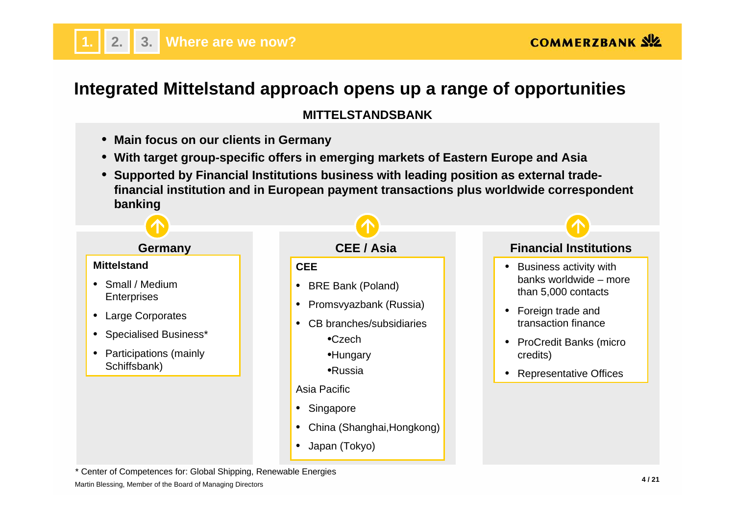# Integrated Mittelstand approach opens up a range of opportunities

**MITTELSTANDSBANK**

- **Main focus on our clients in Germany**
- **With target group-specific offers in emerging markets of Eastern Europe and Asia**
- **Supported by Financial Institutions business with leading position as external trade-financial institution and in European payment transactions plus worldwide correspondent banking**

## Germany

**Mittelstand**

- Small / Medium Enterprises
- Large Corporates
- Specialised Business*
- Participations (mainly Schiffsbank)

## CEE / Asia

**CEE**

- BRE Bank (Poland)
- Promsvyazbank (Russia)
- CB branches/subsidiaries
  - Czech
  - Hungary
  - Russia

Asia Pacific

- Singapore
- China (Shanghai,Hongkong)
- Japan (Tokyo)

## Financial Institutions

- Business activity with banks worldwide – more than 5,000 contacts
- Foreign trade and transaction finance
- ProCredit Banks (micro credits)
- Representative Offices

\* Center of Competences for: Global Shipping, Renewable Energies

Martin Blessing, Member of the Board of Managing Directors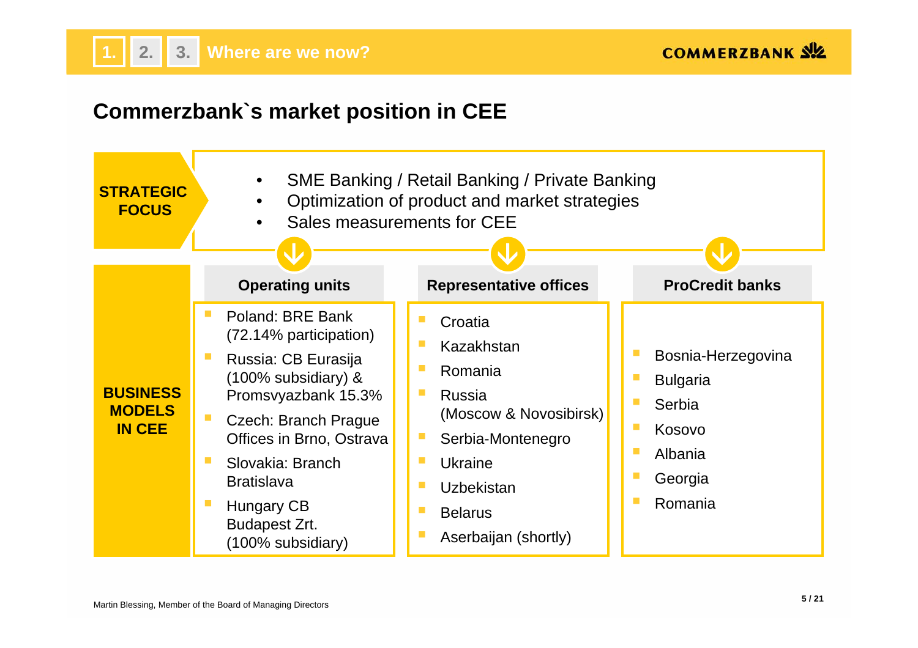## Commerzbank`s market position in CEE

**STRATEGIC FOCUS**

- SME Banking / Retail Banking / Private Banking
- Optimization of product and market strategies
- Sales measurements for CEE

**BUSINESS MODELS IN CEE**

**Operating units**

- Poland: BRE Bank (72.14% participation)
- Russia: CB Eurasija (100% subsidiary) & Promsvyazbank 15.3%
- Czech: Branch Prague Offices in Brno, Ostrava
- Slovakia: Branch Bratislava
- Hungary CB Budapest Zrt. (100% subsidiary)

**Representative offices**

- Croatia
- Kazakhstan
- Romania
- Russia (Moscow & Novosibirsk)
- Serbia-Montenegro
- Ukraine
- Uzbekistan
- Belarus
- Aserbaijan (shortly)

**ProCredit banks**

- Bosnia-Herzegovina
- Bulgaria
- Serbia
- Kosovo
- Albania
- Georgia
- Romania

Martin Blessing, Member of the Board of Managing Directors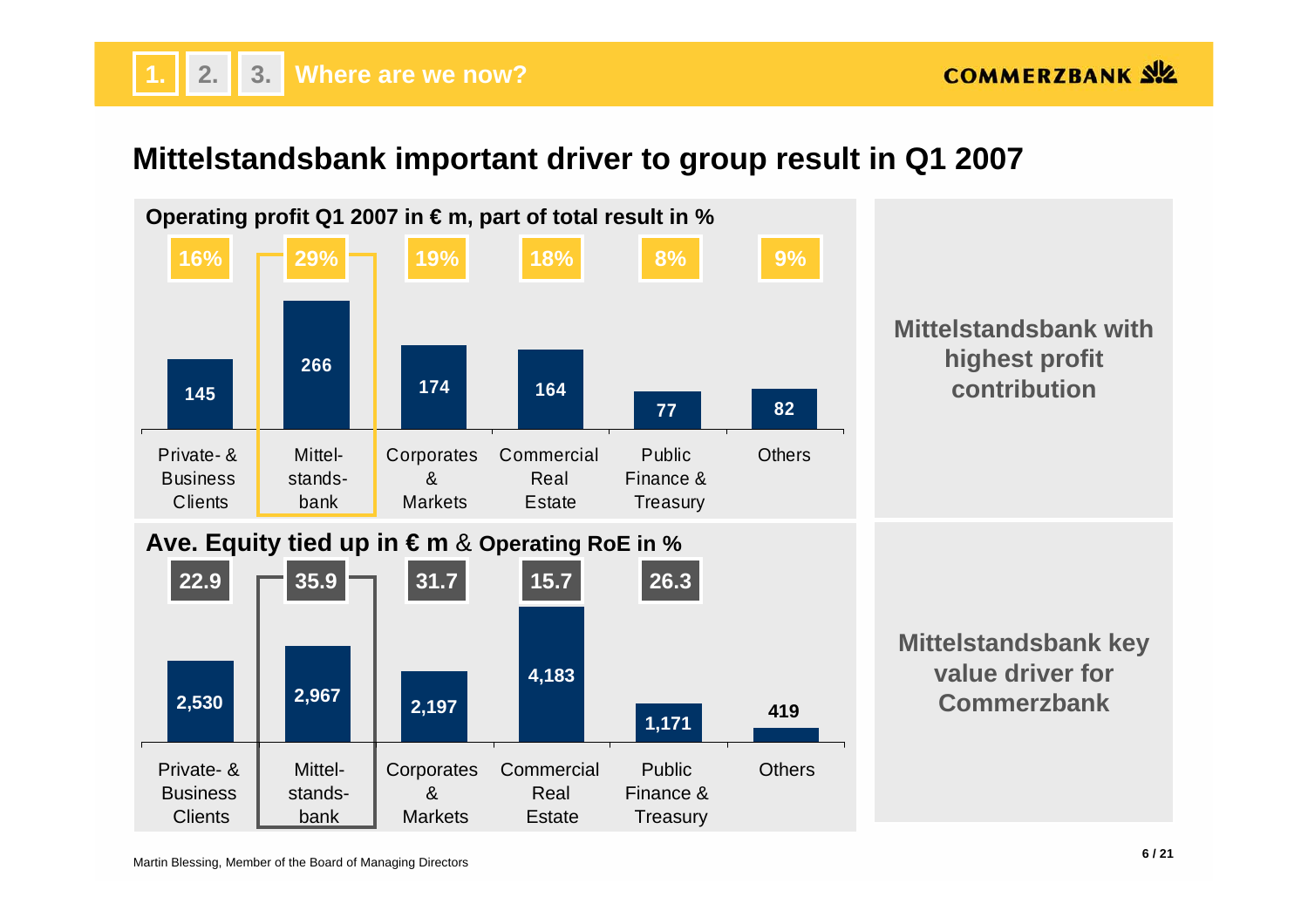# Mittelstandsbank important driver to group result in Q1 2007

**Operating profit Q1 2007 in € m, part of total result in %**

| | Private- & Business Clients | Mittelstandsbank | Corporates & Markets | Commercial Real Estate | Public Finance & Treasury | Others |
|---|---|---|---|---|---|---|
| Operating profit (€ m) | 145 | 266 | 174 | 164 | 77 | 82 |
| Part of total result (%) | 16% | 29% | 19% | 18% | 8% | 9% |

**Mittelstandsbank with highest profit contribution**

**Ave. Equity tied up in € m & Operating RoE in %**

| | Private- & Business Clients | Mittelstandsbank | Corporates & Markets | Commercial Real Estate | Public Finance & Treasury | Others |
|---|---|---|---|---|---|---|
| Ave. Equity tied up (€ m) | 2,530 | 2,967 | 2,197 | 4,183 | 1,171 | 419 |
| Operating RoE (%) | 22.9 | 35.9 | 31.7 | 15.7 | 26.3 | |

**Mittelstandsbank key value driver for Commerzbank**

Martin Blessing, Member of the Board of Managing Directors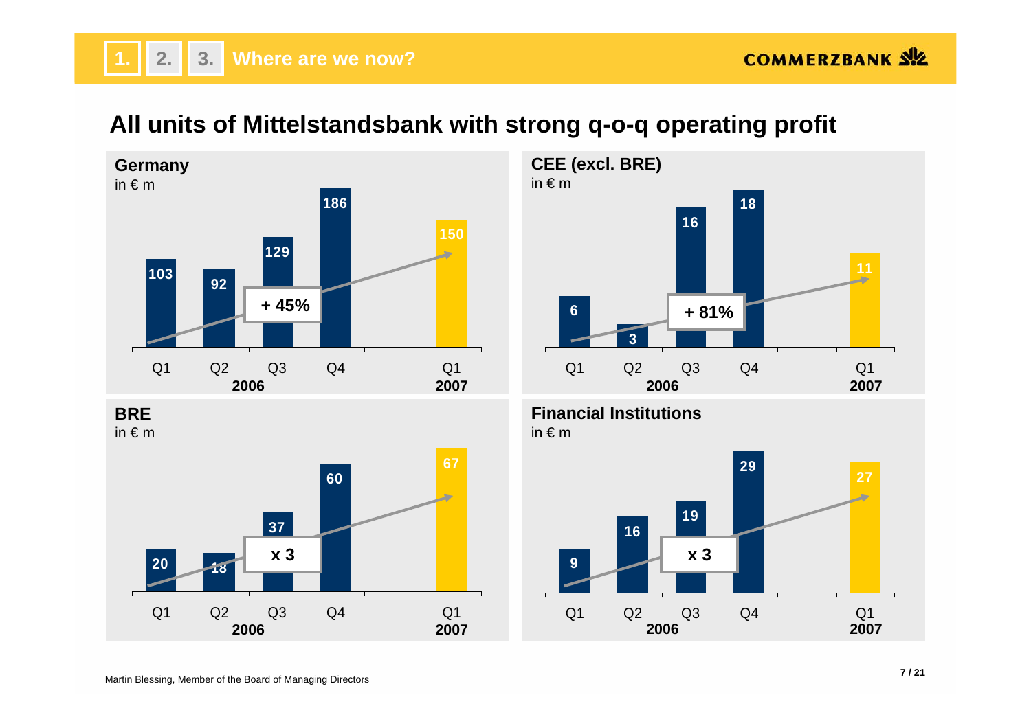1. 2. 3. Where are we now?

# All units of Mittelstandsbank with strong q-o-q operating profit

## Germany

in € m

| | Q1 2006 | Q2 2006 | Q3 2006 | Q4 2006 | Q1 2007 |
|---|---|---|---|---|---|
| Germany | 103 | 92 | 129 | 186 | 150 |

+ 45%

## CEE (excl. BRE)

in € m

| | Q1 2006 | Q2 2006 | Q3 2006 | Q4 2006 | Q1 2007 |
|---|---|---|---|---|---|
| CEE (excl. BRE) | 6 | 3 | 16 | 18 | 11 |

+ 81%

## BRE

in € m

| | Q1 2006 | Q2 2006 | Q3 2006 | Q4 2006 | Q1 2007 |
|---|---|---|---|---|---|
| BRE | 20 | 18 | 37 | 60 | 67 |

x 3

## Financial Institutions

in € m

| | Q1 2006 | Q2 2006 | Q3 2006 | Q4 2006 | Q1 2007 |
|---|---|---|---|---|---|
| Financial Institutions | 9 | 16 | 19 | 29 | 27 |

x 3

Martin Blessing, Member of the Board of Managing Directors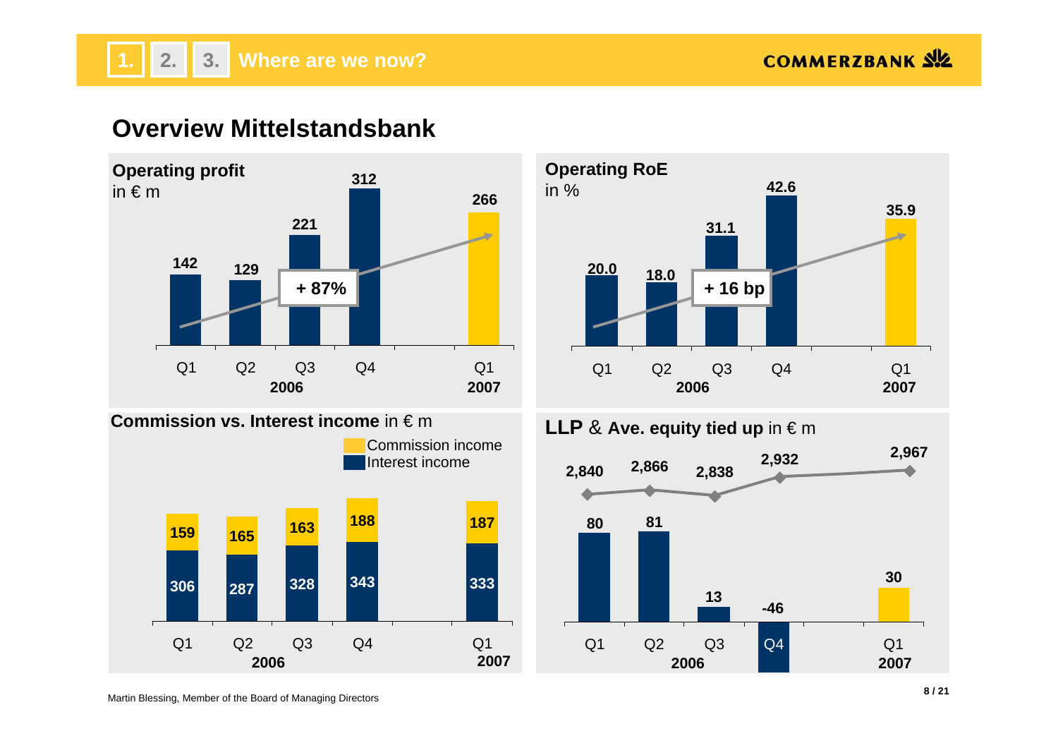1. 2. 3. **Where are we now?**

# Overview Mittelstandsbank

## Operating profit
in € m

| | Q1 2006 | Q2 2006 | Q3 2006 | Q4 2006 | Q1 2007 |
|---|---|---|---|---|---|
| Operating profit | 142 | 129 | 221 | 312 | 266 |

**+ 87%**

## Operating RoE
in %

| | Q1 2006 | Q2 2006 | Q3 2006 | Q4 2006 | Q1 2007 |
|---|---|---|---|---|---|
| Operating RoE | 20.0 | 18.0 | 31.1 | 42.6 | 35.9 |

**+ 16 bp**

## Commission vs. Interest income in € m

| | Q1 2006 | Q2 2006 | Q3 2006 | Q4 2006 | Q1 2007 |
|---|---|---|---|---|---|
| Commission income | 159 | 165 | 163 | 188 | 187 |
| Interest income | 306 | 287 | 328 | 343 | 333 |

## LLP & Ave. equity tied up in € m

| | Q1 2006 | Q2 2006 | Q3 2006 | Q4 2006 | Q1 2007 |
|---|---|---|---|---|---|
| Ave. equity tied up | 2,840 | 2,866 | 2,838 | 2,932 | 2,967 |
| LLP | 80 | 81 | 13 | -46 | 30 |

Martin Blessing, Member of the Board of Managing Directors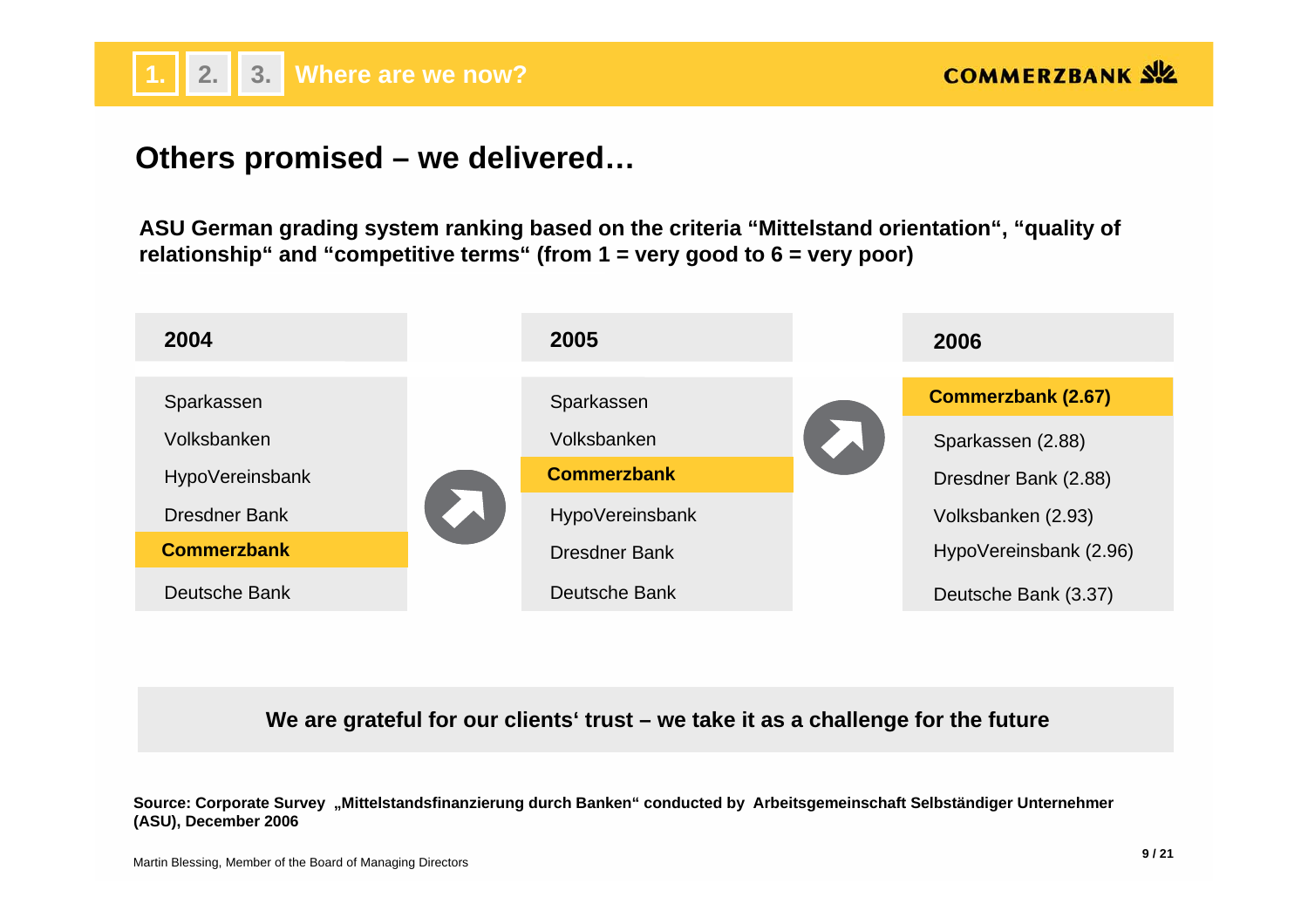1. 2. 3. Where are we now?

## Others promised – we delivered…

**ASU German grading system ranking based on the criteria "Mittelstand orientation", "quality of relationship" and "competitive terms" (from 1 = very good to 6 = very poor)**

| 2004 | 2005 | 2006 |
|---|---|---|
| Sparkassen | Sparkassen | **Commerzbank (2.67)** |
| Volksbanken | Volksbanken | Sparkassen (2.88) |
| HypoVereinsbank | **Commerzbank** | Dresdner Bank (2.88) |
| Dresdner Bank | HypoVereinsbank | Volksbanken (2.93) |
| **Commerzbank** | Dresdner Bank | HypoVereinsbank (2.96) |
| Deutsche Bank | Deutsche Bank | Deutsche Bank (3.37) |

**We are grateful for our clients' trust – we take it as a challenge for the future**

**Source: Corporate Survey „Mittelstandsfinanzierung durch Banken" conducted by Arbeitsgemeinschaft Selbständiger Unternehmer (ASU), December 2006**

Martin Blessing, Member of the Board of Managing Directors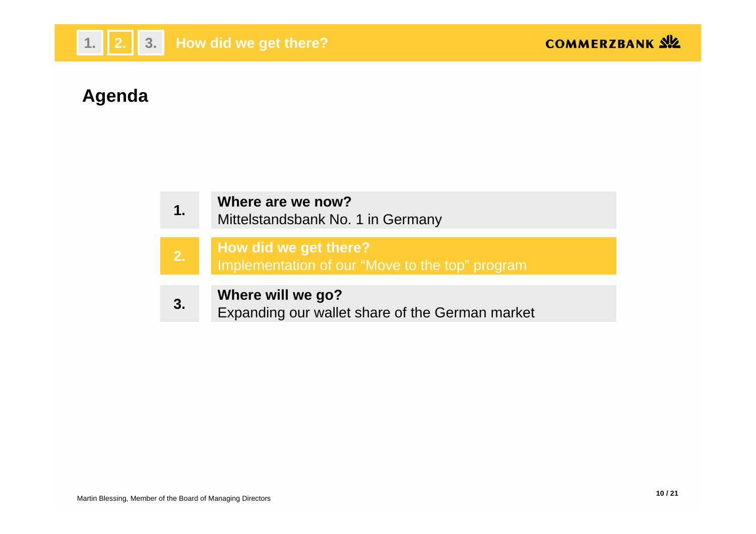# Agenda

1. **Where are we now?**
   Mittelstandsbank No. 1 in Germany

2. **How did we get there?**
   Implementation of our "Move to the top" program

3. **Where will we go?**
   Expanding our wallet share of the German market

Martin Blessing, Member of the Board of Managing Directors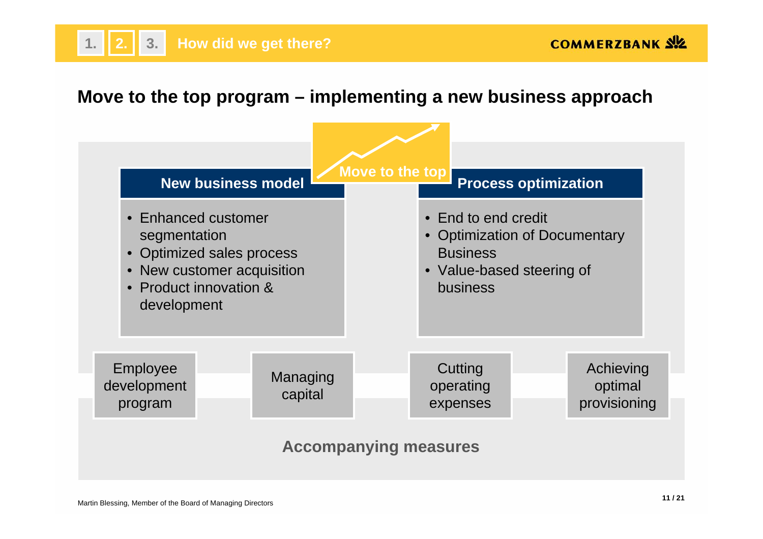## Move to the top program – implementing a new business approach

**Move to the top**

### New business model

- Enhanced customer segmentation
- Optimized sales process
- New customer acquisition
- Product innovation & development

### Process optimization

- End to end credit
- Optimization of Documentary Business
- Value-based steering of business

### Accompanying measures

- Employee development program
- Managing capital
- Cutting operating expenses
- Achieving optimal provisioning

Martin Blessing, Member of the Board of Managing Directors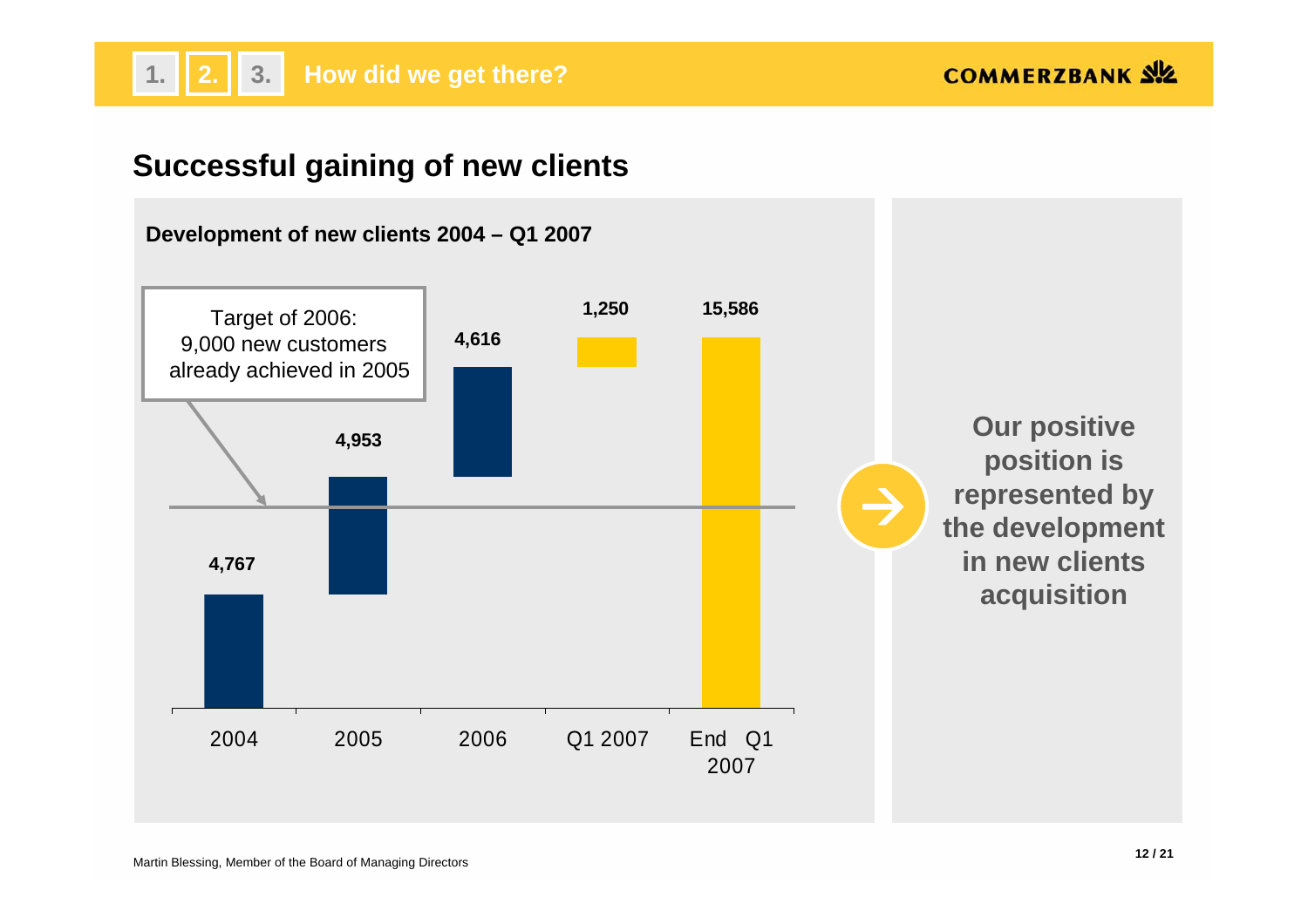1. 2. 3. How did we get there?

## Successful gaining of new clients

**Development of new clients 2004 – Q1 2007**

Target of 2006: 9,000 new customers already achieved in 2005

| Period | New clients |
| --- | --- |
| 2004 | 4,767 |
| 2005 | 4,953 |
| 2006 | 4,616 |
| Q1 2007 | 1,250 |
| End Q1 2007 | 15,586 |

**Our positive position is represented by the development in new clients acquisition**

Martin Blessing, Member of the Board of Managing Directors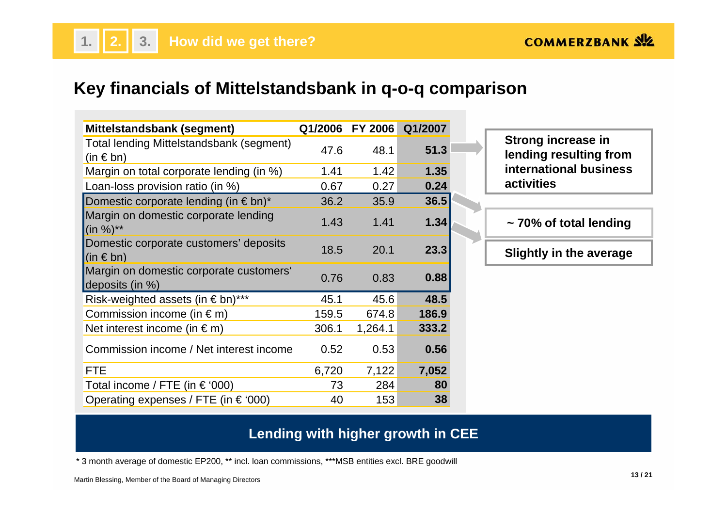## Key financials of Mittelstandsbank in q-o-q comparison

| Mittelstandsbank (segment) | Q1/2006 | FY 2006 | Q1/2007 |
|---|---|---|---|
| Total lending Mittelstandsbank (segment) (in € bn) | 47.6 | 48.1 | **51.3** |
| Margin on total corporate lending (in %) | 1.41 | 1.42 | **1.35** |
| Loan-loss provision ratio (in %) | 0.67 | 0.27 | **0.24** |
| Domestic corporate lending (in € bn)* | 36.2 | 35.9 | **36.5** |
| Margin on domestic corporate lending (in %)** | 1.43 | 1.41 | **1.34** |
| Domestic corporate customers' deposits (in € bn) | 18.5 | 20.1 | **23.3** |
| Margin on domestic corporate customers' deposits (in %) | 0.76 | 0.83 | **0.88** |
| Risk-weighted assets (in € bn)*** | 45.1 | 45.6 | **48.5** |
| Commission income (in € m) | 159.5 | 674.8 | **186.9** |
| Net interest income (in € m) | 306.1 | 1,264.1 | **333.2** |
| Commission income / Net interest income | 0.52 | 0.53 | **0.56** |
| FTE | 6,720 | 7,122 | **7,052** |
| Total income / FTE (in € '000) | 73 | 284 | **80** |
| Operating expenses / FTE (in € '000) | 40 | 153 | **38** |

**Strong increase in lending resulting from international business activities**

**~ 70% of total lending**

**Slightly in the average**

**Lending with higher growth in CEE**

\* 3 month average of domestic EP200, ** incl. loan commissions, ***MSB entities excl. BRE goodwill

Martin Blessing, Member of the Board of Managing Directors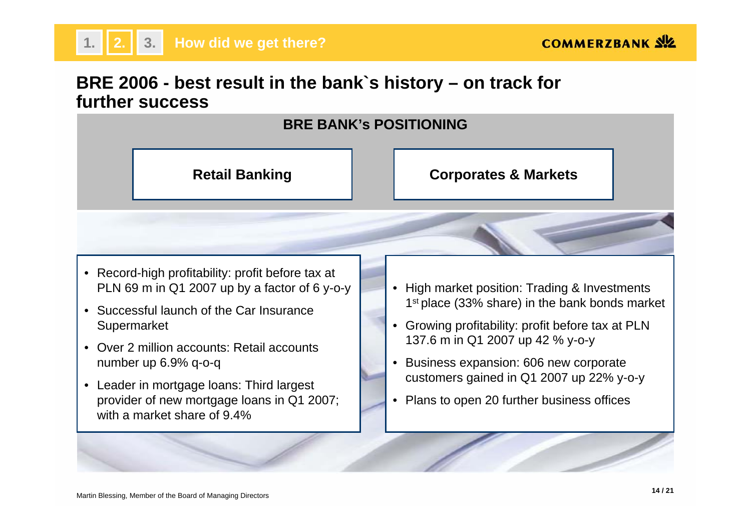## BRE 2006 - best result in the bank`s history – on track for further success

### BRE BANK's POSITIONING

**Retail Banking**

- Record-high profitability: profit before tax at PLN 69 m in Q1 2007 up by a factor of 6 y-o-y
- Successful launch of the Car Insurance Supermarket
- Over 2 million accounts: Retail accounts number up 6.9% q-o-q
- Leader in mortgage loans: Third largest provider of new mortgage loans in Q1 2007; with a market share of 9.4%

**Corporates & Markets**

- High market position: Trading & Investments 1st place (33% share) in the bank bonds market
- Growing profitability: profit before tax at PLN 137.6 m in Q1 2007 up 42 % y-o-y
- Business expansion: 606 new corporate customers gained in Q1 2007 up 22% y-o-y
- Plans to open 20 further business offices

Martin Blessing, Member of the Board of Managing Directors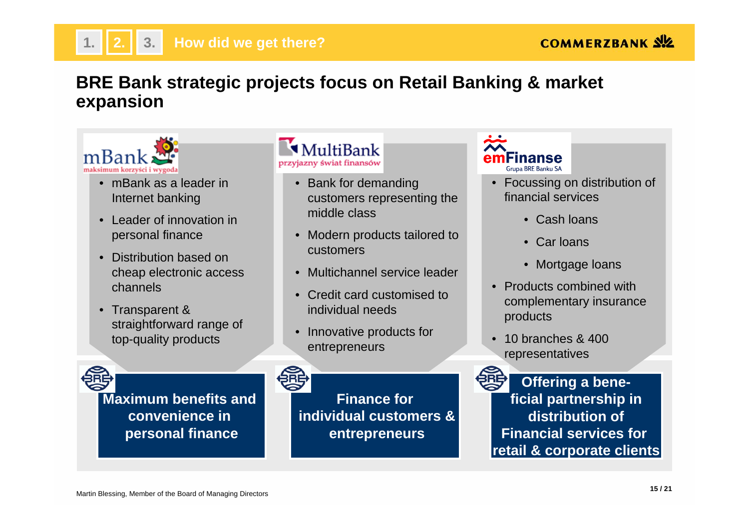1. 2. 3. How did we get there?

# BRE Bank strategic projects focus on Retail Banking & market expansion

## mBank
maksimum korzyści i wygoda

- mBank as a leader in Internet banking
- Leader of innovation in personal finance
- Distribution based on cheap electronic access channels
- Transparent & straightforward range of top-quality products

**Maximum benefits and convenience in personal finance**

## MultiBank
przyjazny świat finansów

- Bank for demanding customers representing the middle class
- Modern products tailored to customers
- Multichannel service leader
- Credit card customised to individual needs
- Innovative products for entrepreneurs

**Finance for individual customers & entrepreneurs**

## emFinanse
Grupa BRE Banku SA

- Focussing on distribution of financial services
  - Cash loans
  - Car loans
  - Mortgage loans
- Products combined with complementary insurance products
- 10 branches & 400 representatives

**Offering a beneficial partnership in distribution of Financial services for retail & corporate clients**

Martin Blessing, Member of the Board of Managing Directors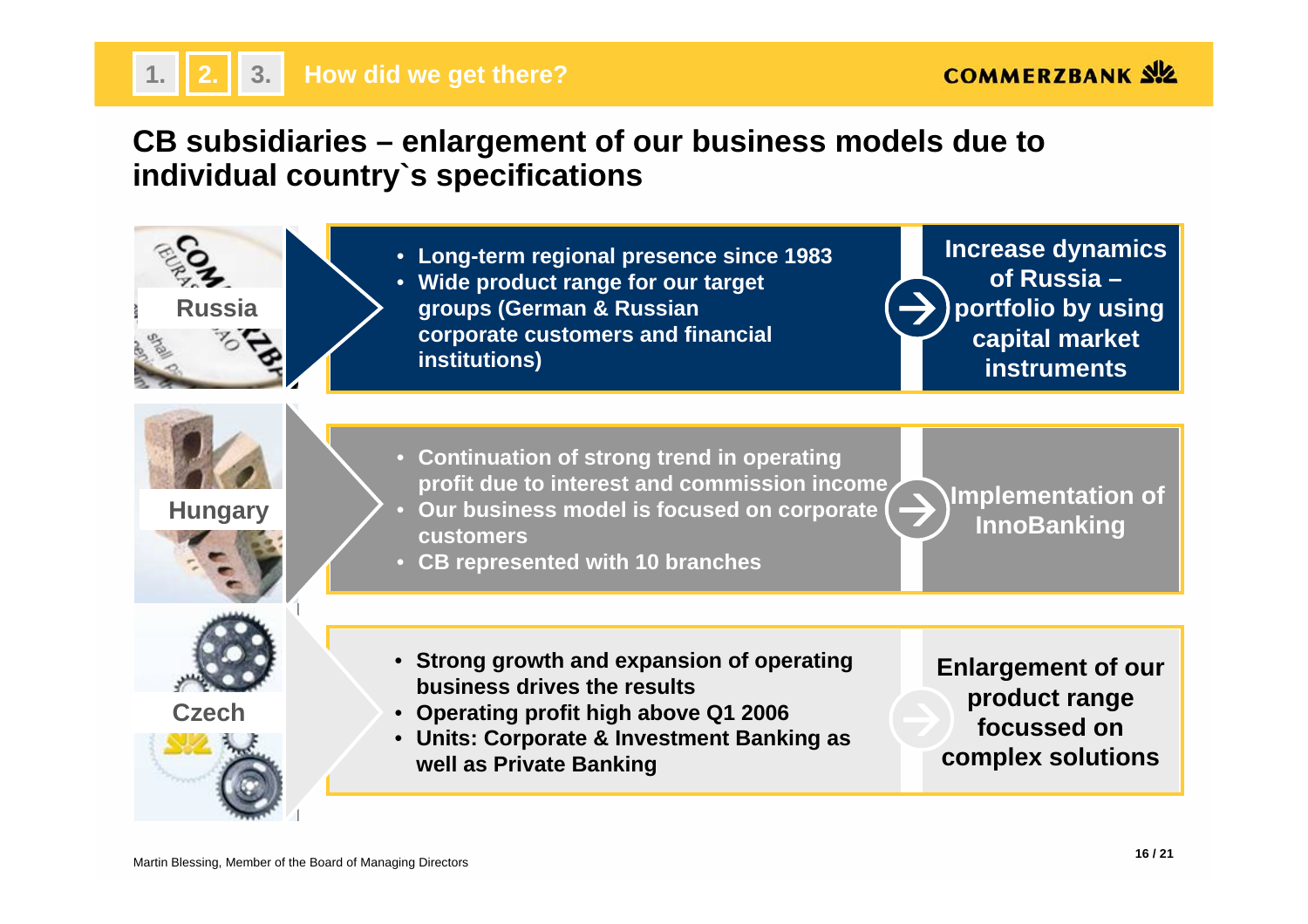1. 2. 3. How did we get there?

# CB subsidiaries – enlargement of our business models due to individual country`s specifications

## Russia

- Long-term regional presence since 1983
- Wide product range for our target groups (German & Russian corporate customers and financial institutions)

→ **Increase dynamics of Russia – portfolio by using capital market instruments**

## Hungary

- Continuation of strong trend in operating profit due to interest and commission income
- Our business model is focused on corporate customers
- CB represented with 10 branches

→ **Implementation of InnoBanking**

## Czech

- Strong growth and expansion of operating business drives the results
- Operating profit high above Q1 2006
- Units: Corporate & Investment Banking as well as Private Banking

→ **Enlargement of our product range focussed on complex solutions**

Martin Blessing, Member of the Board of Managing Directors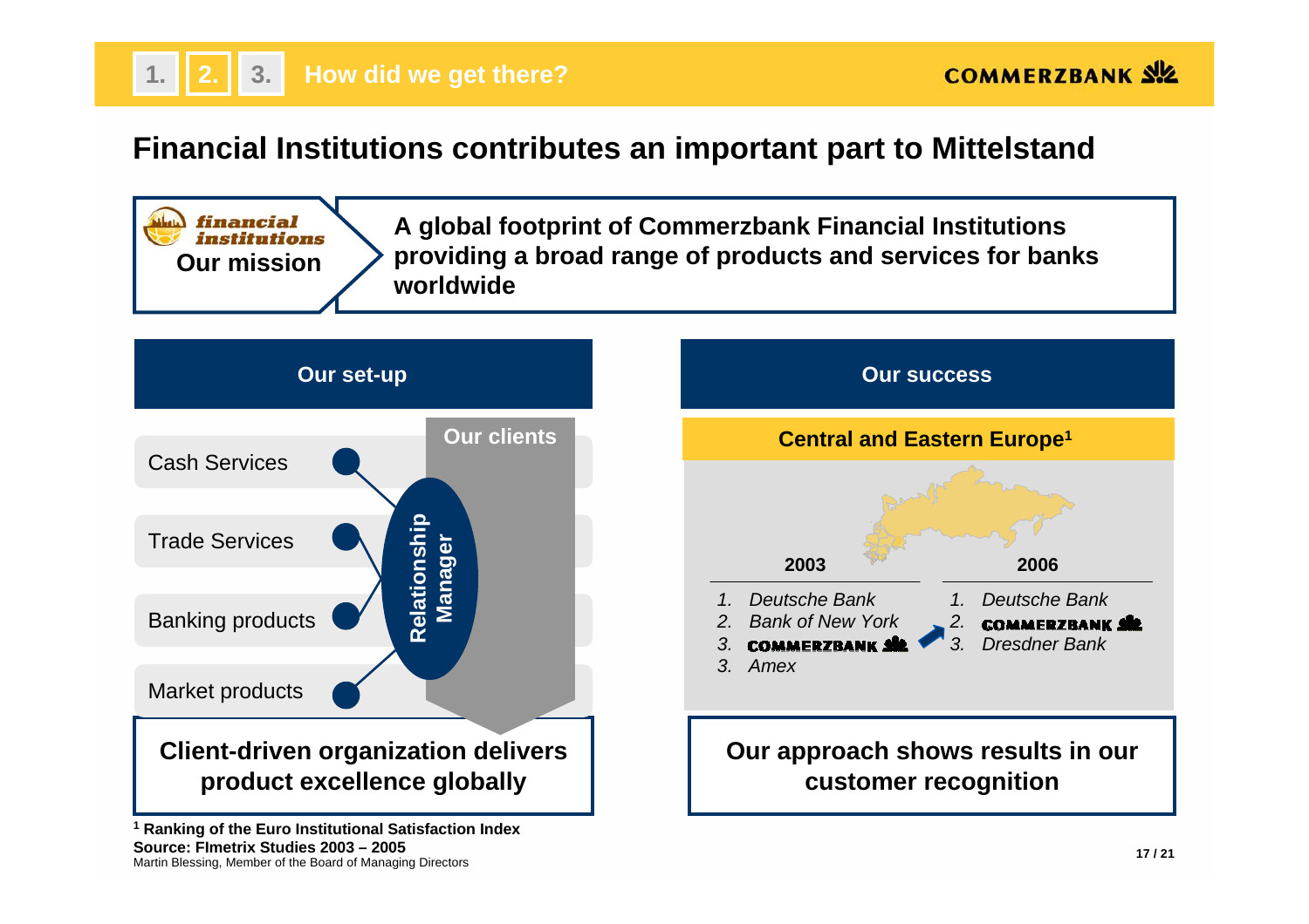## Financial Institutions contributes an important part to Mittelstand

**financial institutions**
**Our mission**

**A global footprint of Commerzbank Financial Institutions providing a broad range of products and services for banks worldwide**

### Our set-up

**Our clients**

- Cash Services
- Trade Services
- Banking products
- Market products

**Relationship Manager**

**Client-driven organization delivers product excellence globally**

### Our success

**Central and Eastern Europe[1]**

| 2003 | 2006 |
|---|---|
| 1. Deutsche Bank | 1. Deutsche Bank |
| 2. Bank of New York | 2. COMMERZBANK |
| 3. COMMERZBANK | 3. Dresdner Bank |
| 3. Amex | |

**Our approach shows results in our customer recognition**

[1] **Ranking of the Euro Institutional Satisfaction Index**
**Source: FImetrix Studies 2003 – 2005**
Martin Blessing, Member of the Board of Managing Directors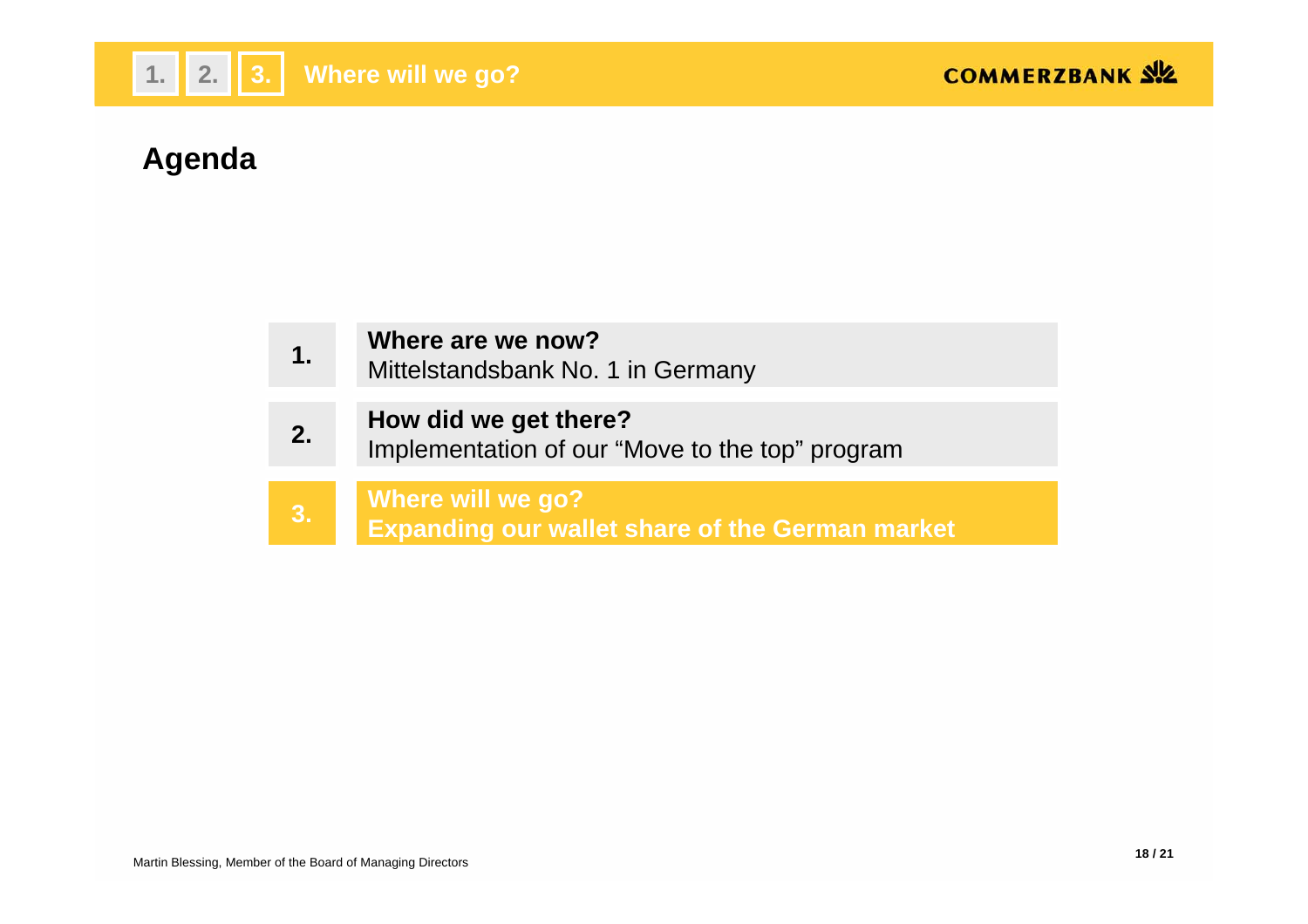# Agenda

| | |
|---|---|
| **1.** | **Where are we now?**<br>Mittelstandsbank No. 1 in Germany |
| **2.** | **How did we get there?**<br>Implementation of our "Move to the top" program |
| **3.** | **Where will we go?**<br>**Expanding our wallet share of the German market** |

Martin Blessing, Member of the Board of Managing Directors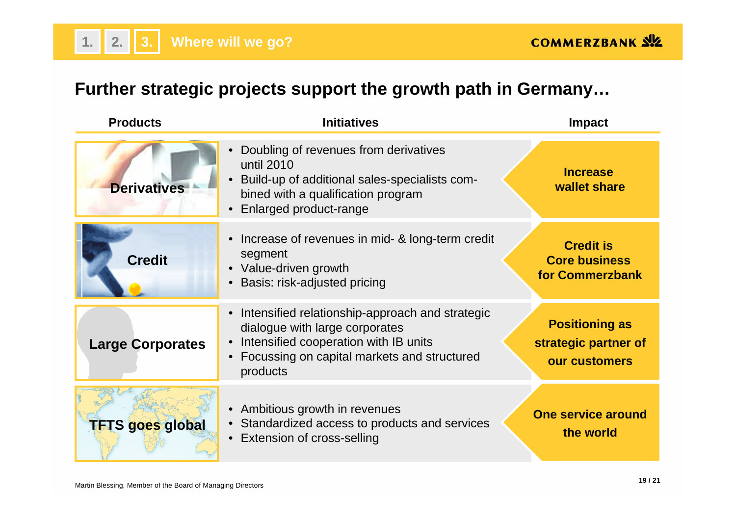## Further strategic projects support the growth path in Germany…

| Products | Initiatives | Impact |
|---|---|---|
| **Derivatives** | • Doubling of revenues from derivatives until 2010<br>• Build-up of additional sales-specialists combined with a qualification program<br>• Enlarged product-range | **Increase wallet share** |
| **Credit** | • Increase of revenues in mid- & long-term credit segment<br>• Value-driven growth<br>• Basis: risk-adjusted pricing | **Credit is Core business for Commerzbank** |
| **Large Corporates** | • Intensified relationship-approach and strategic dialogue with large corporates<br>• Intensified cooperation with IB units<br>• Focussing on capital markets and structured products | **Positioning as strategic partner of our customers** |
| **TFTS goes global** | • Ambitious growth in revenues<br>• Standardized access to products and services<br>• Extension of cross-selling | **One service around the world** |

Martin Blessing, Member of the Board of Managing Directors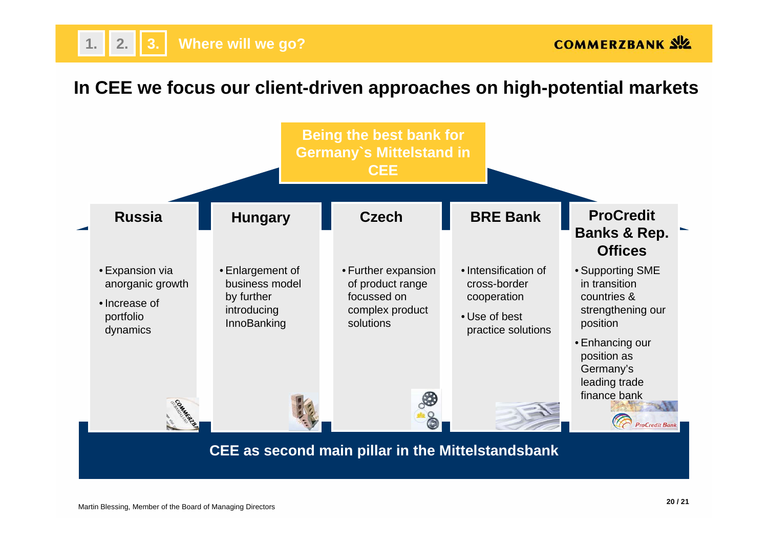1. 2. 3. **Where will we go?**

# In CEE we focus our client-driven approaches on high-potential markets

**Being the best bank for Germany`s Mittelstand in CEE**

### Russia

- Expansion via anorganic growth
- Increase of portfolio dynamics

### Hungary

- Enlargement of business model by further introducing InnoBanking

### Czech

- Further expansion of product range focussed on complex product solutions

### BRE Bank

- Intensification of cross-border cooperation
- Use of best practice solutions

### ProCredit Banks & Rep. Offices

- Supporting SME in transition countries & strengthening our position
- Enhancing our position as Germany's leading trade finance bank

**CEE as second main pillar in the Mittelstandsbank**

Martin Blessing, Member of the Board of Managing Directors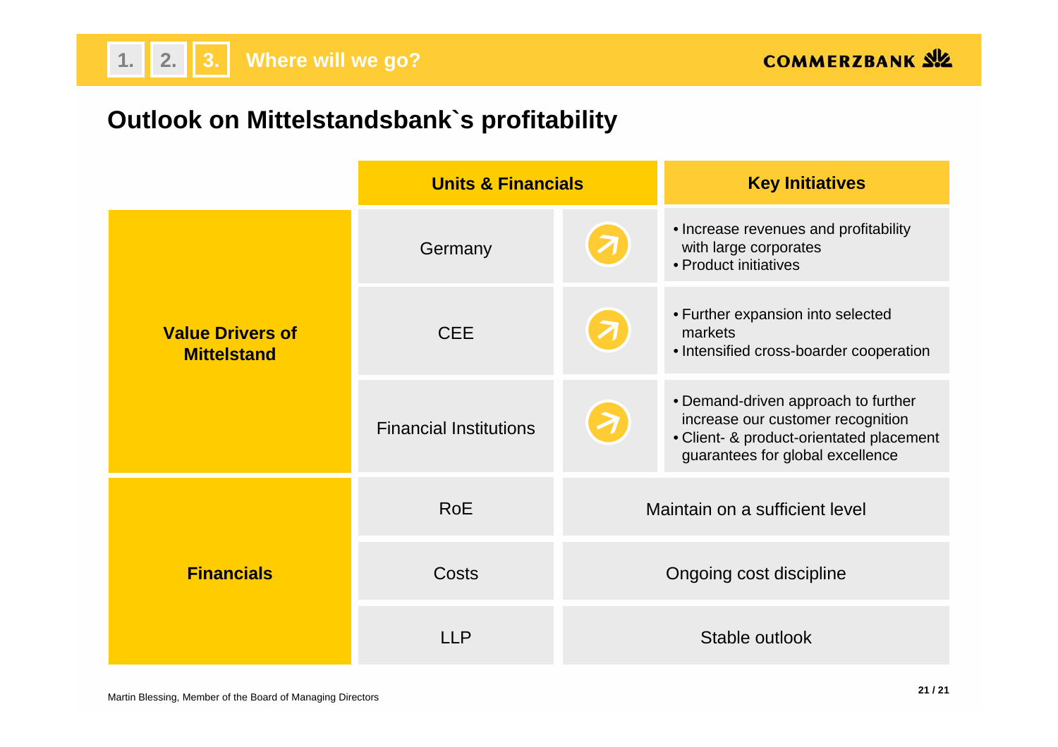## Outlook on Mittelstandsbank`s profitability

| | Units & Financials | | Key Initiatives |
|---|---|---|---|
| **Value Drivers of Mittelstand** | Germany | ↗ | • Increase revenues and profitability with large corporates<br>• Product initiatives |
| | CEE | ↗ | • Further expansion into selected markets<br>• Intensified cross-boarder cooperation |
| | Financial Institutions | ↗ | • Demand-driven approach to further increase our customer recognition<br>• Client- & product-orientated placement guarantees for global excellence |
| **Financials** | RoE | Maintain on a sufficient level | |
| | Costs | Ongoing cost discipline | |
| | LLP | Stable outlook | |

Martin Blessing, Member of the Board of Managing Directors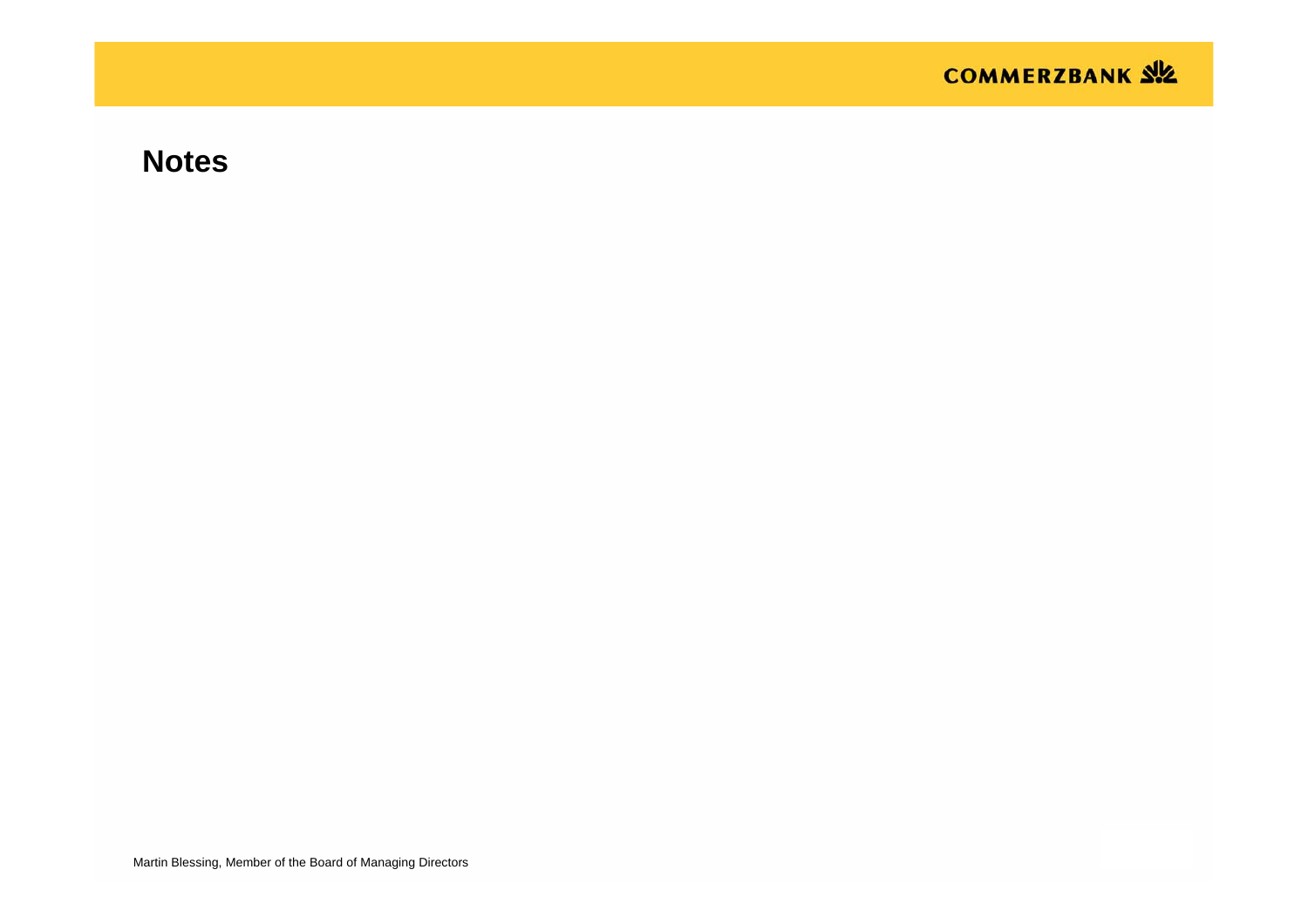## Notes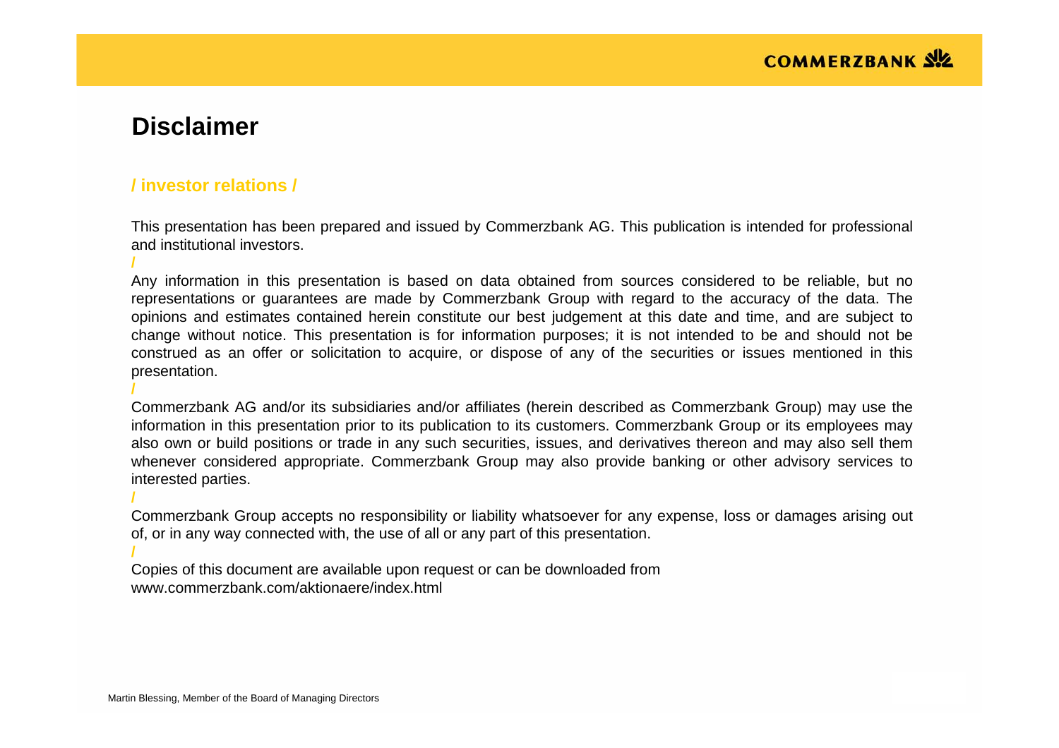# Disclaimer

**/ investor relations /**

This presentation has been prepared and issued by Commerzbank AG. This publication is intended for professional and institutional investors.

/

Any information in this presentation is based on data obtained from sources considered to be reliable, but no representations or guarantees are made by Commerzbank Group with regard to the accuracy of the data. The opinions and estimates contained herein constitute our best judgement at this date and time, and are subject to change without notice. This presentation is for information purposes; it is not intended to be and should not be construed as an offer or solicitation to acquire, or dispose of any of the securities or issues mentioned in this presentation.

/

Commerzbank AG and/or its subsidiaries and/or affiliates (herein described as Commerzbank Group) may use the information in this presentation prior to its publication to its customers. Commerzbank Group or its employees may also own or build positions or trade in any such securities, issues, and derivatives thereon and may also sell them whenever considered appropriate. Commerzbank Group may also provide banking or other advisory services to interested parties.

/

Commerzbank Group accepts no responsibility or liability whatsoever for any expense, loss or damages arising out of, or in any way connected with, the use of all or any part of this presentation.

/

Copies of this document are available upon request or can be downloaded from www.commerzbank.com/aktionaere/index.html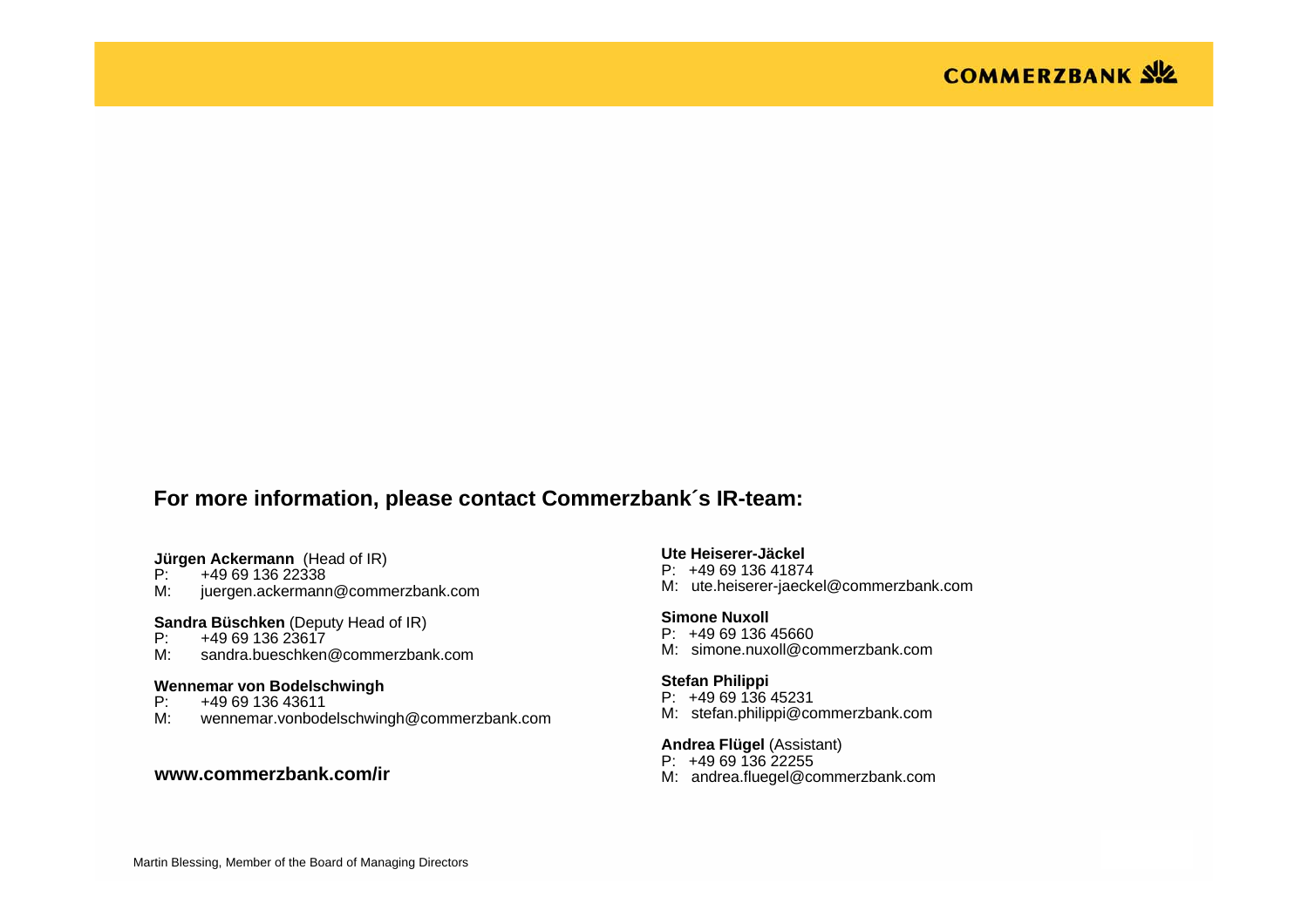## For more information, please contact Commerzbank´s IR-team:

**Jürgen Ackermann** (Head of IR)
P: +49 69 136 22338
M: juergen.ackermann@commerzbank.com

**Sandra Büschken** (Deputy Head of IR)
P: +49 69 136 23617
M: sandra.bueschken@commerzbank.com

**Wennemar von Bodelschwingh**
P: +49 69 136 43611
M: wennemar.vonbodelschwingh@commerzbank.com

**www.commerzbank.com/ir**

**Ute Heiserer-Jäckel**
P: +49 69 136 41874
M: ute.heiserer-jaeckel@commerzbank.com

**Simone Nuxoll**
P: +49 69 136 45660
M: simone.nuxoll@commerzbank.com

**Stefan Philippi**
P: +49 69 136 45231
M: stefan.philippi@commerzbank.com

**Andrea Flügel** (Assistant)
P: +49 69 136 22255
M: andrea.fluegel@commerzbank.com